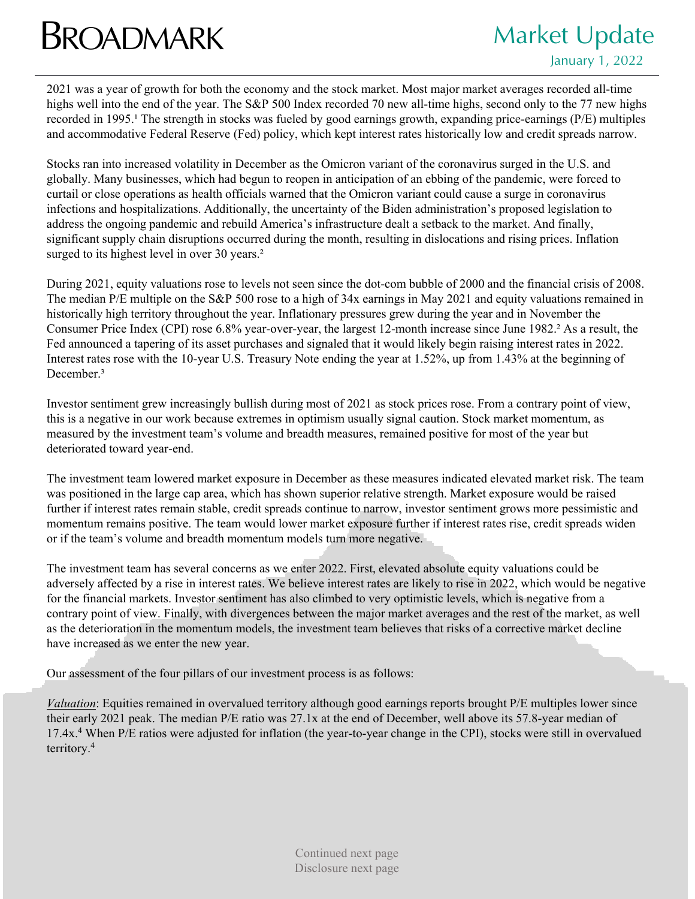# BROADMARK

## Market Update

January 1, 2022

2021 was a year of growth for both the economy and the stock market. Most major market averages recorded all-time highs well into the end of the year. The S&P 500 Index recorded 70 new all-time highs, second only to the 77 new highs recorded in 1995.[1] The strength in stocks was fueled by good earnings growth, expanding price-earnings (P/E) multiples and accommodative Federal Reserve (Fed) policy, which kept interest rates historically low and credit spreads narrow.

Stocks ran into increased volatility in December as the Omicron variant of the coronavirus surged in the U.S. and globally. Many businesses, which had begun to reopen in anticipation of an ebbing of the pandemic, were forced to curtail or close operations as health officials warned that the Omicron variant could cause a surge in coronavirus infections and hospitalizations. Additionally, the uncertainty of the Biden administration's proposed legislation to address the ongoing pandemic and rebuild America's infrastructure dealt a setback to the market. And finally, significant supply chain disruptions occurred during the month, resulting in dislocations and rising prices. Inflation surged to its highest level in over 30 years.[2]

During 2021, equity valuations rose to levels not seen since the dot-com bubble of 2000 and the financial crisis of 2008. The median P/E multiple on the S&P 500 rose to a high of 34x earnings in May 2021 and equity valuations remained in historically high territory throughout the year. Inflationary pressures grew during the year and in November the Consumer Price Index (CPI) rose 6.8% year-over-year, the largest 12-month increase since June 1982.[2] As a result, the Fed announced a tapering of its asset purchases and signaled that it would likely begin raising interest rates in 2022. Interest rates rose with the 10-year U.S. Treasury Note ending the year at 1.52%, up from 1.43% at the beginning of December.[3]

Investor sentiment grew increasingly bullish during most of 2021 as stock prices rose. From a contrary point of view, this is a negative in our work because extremes in optimism usually signal caution. Stock market momentum, as measured by the investment team's volume and breadth measures, remained positive for most of the year but deteriorated toward year-end.

The investment team lowered market exposure in December as these measures indicated elevated market risk. The team was positioned in the large cap area, which has shown superior relative strength. Market exposure would be raised further if interest rates remain stable, credit spreads continue to narrow, investor sentiment grows more pessimistic and momentum remains positive. The team would lower market exposure further if interest rates rise, credit spreads widen or if the team's volume and breadth momentum models turn more negative.

The investment team has several concerns as we enter 2022. First, elevated absolute equity valuations could be adversely affected by a rise in interest rates. We believe interest rates are likely to rise in 2022, which would be negative for the financial markets. Investor sentiment has also climbed to very optimistic levels, which is negative from a contrary point of view. Finally, with divergences between the major market averages and the rest of the market, as well as the deterioration in the momentum models, the investment team believes that risks of a corrective market decline have increased as we enter the new year.

Our assessment of the four pillars of our investment process is as follows:

*Valuation*: Equities remained in overvalued territory although good earnings reports brought P/E multiples lower since their early 2021 peak. The median P/E ratio was 27.1x at the end of December, well above its 57.8-year median of 17.4x.[4] When P/E ratios were adjusted for inflation (the year-to-year change in the CPI), stocks were still in overvalued territory.[4]

Continued next page
Disclosure next page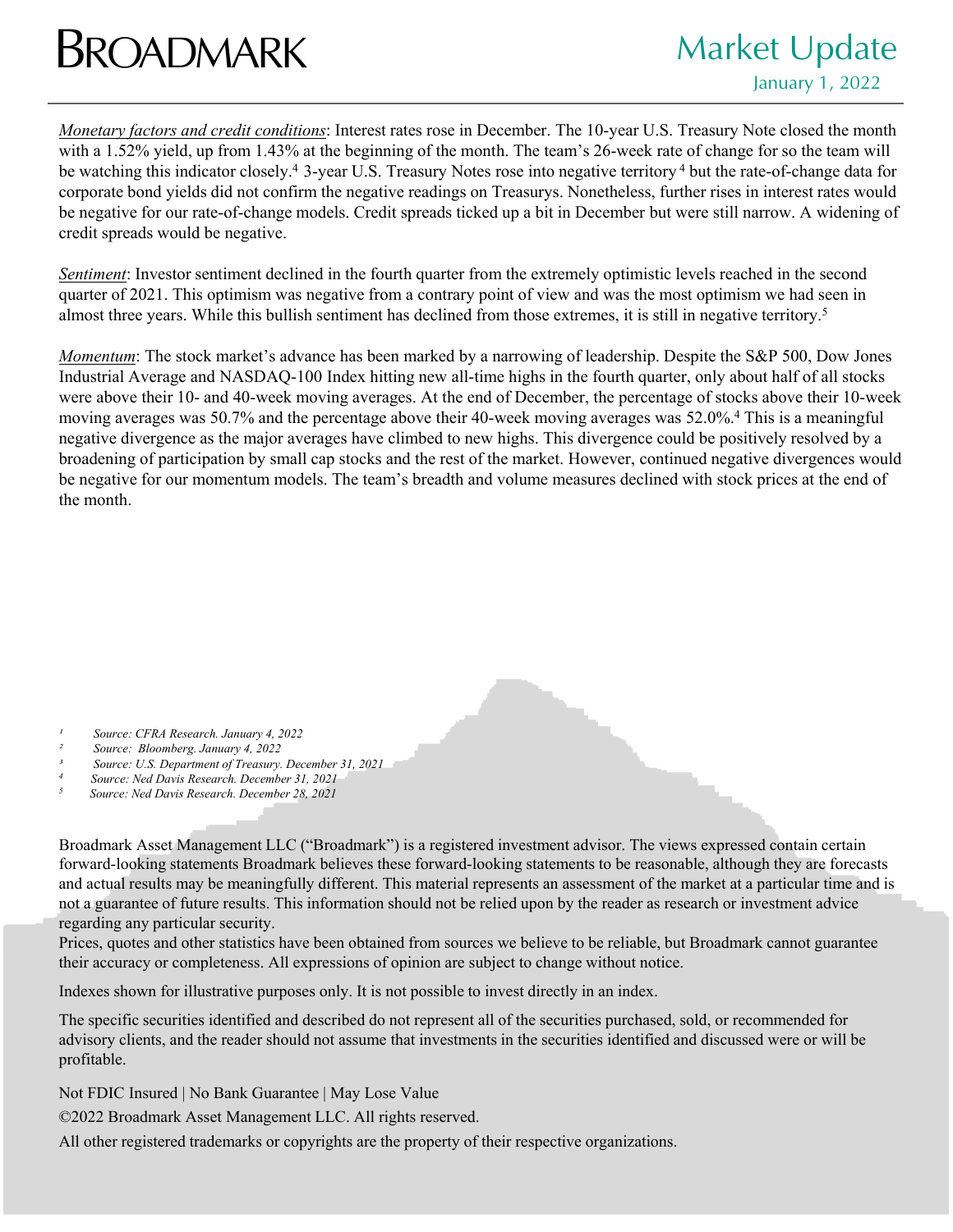*Monetary factors and credit conditions*: Interest rates rose in December. The 10-year U.S. Treasury Note closed the month with a 1.52% yield, up from 1.43% at the beginning of the month. The team's 26-week rate of change for so the team will be watching this indicator closely.[4] 3-year U.S. Treasury Notes rose into negative territory[4] but the rate-of-change data for corporate bond yields did not confirm the negative readings on Treasurys. Nonetheless, further rises in interest rates would be negative for our rate-of-change models. Credit spreads ticked up a bit in December but were still narrow. A widening of credit spreads would be negative.

*Sentiment*: Investor sentiment declined in the fourth quarter from the extremely optimistic levels reached in the second quarter of 2021. This optimism was negative from a contrary point of view and was the most optimism we had seen in almost three years. While this bullish sentiment has declined from those extremes, it is still in negative territory.[5]

*Momentum*: The stock market's advance has been marked by a narrowing of leadership. Despite the S&P 500, Dow Jones Industrial Average and NASDAQ-100 Index hitting new all-time highs in the fourth quarter, only about half of all stocks were above their 10- and 40-week moving averages. At the end of December, the percentage of stocks above their 10-week moving averages was 50.7% and the percentage above their 40-week moving averages was 52.0%.[4] This is a meaningful negative divergence as the major averages have climbed to new highs. This divergence could be positively resolved by a broadening of participation by small cap stocks and the rest of the market. However, continued negative divergences would be negative for our momentum models. The team's breadth and volume measures declined with stock prices at the end of the month.

[1] *Source: CFRA Research. January 4, 2022*
[2] *Source: Bloomberg. January 4, 2022*
[3] *Source: U.S. Department of Treasury. December 31, 2021*
[4] *Source: Ned Davis Research. December 31, 2021*
[5] *Source: Ned Davis Research. December 28, 2021*

Broadmark Asset Management LLC ("Broadmark") is a registered investment advisor. The views expressed contain certain forward-looking statements Broadmark believes these forward-looking statements to be reasonable, although they are forecasts and actual results may be meaningfully different. This material represents an assessment of the market at a particular time and is not a guarantee of future results. This information should not be relied upon by the reader as research or investment advice regarding any particular security.
Prices, quotes and other statistics have been obtained from sources we believe to be reliable, but Broadmark cannot guarantee their accuracy or completeness. All expressions of opinion are subject to change without notice.

Indexes shown for illustrative purposes only. It is not possible to invest directly in an index.

The specific securities identified and described do not represent all of the securities purchased, sold, or recommended for advisory clients, and the reader should not assume that investments in the securities identified and discussed were or will be profitable.

Not FDIC Insured | No Bank Guarantee | May Lose Value

©2022 Broadmark Asset Management LLC. All rights reserved.

All other registered trademarks or copyrights are the property of their respective organizations.